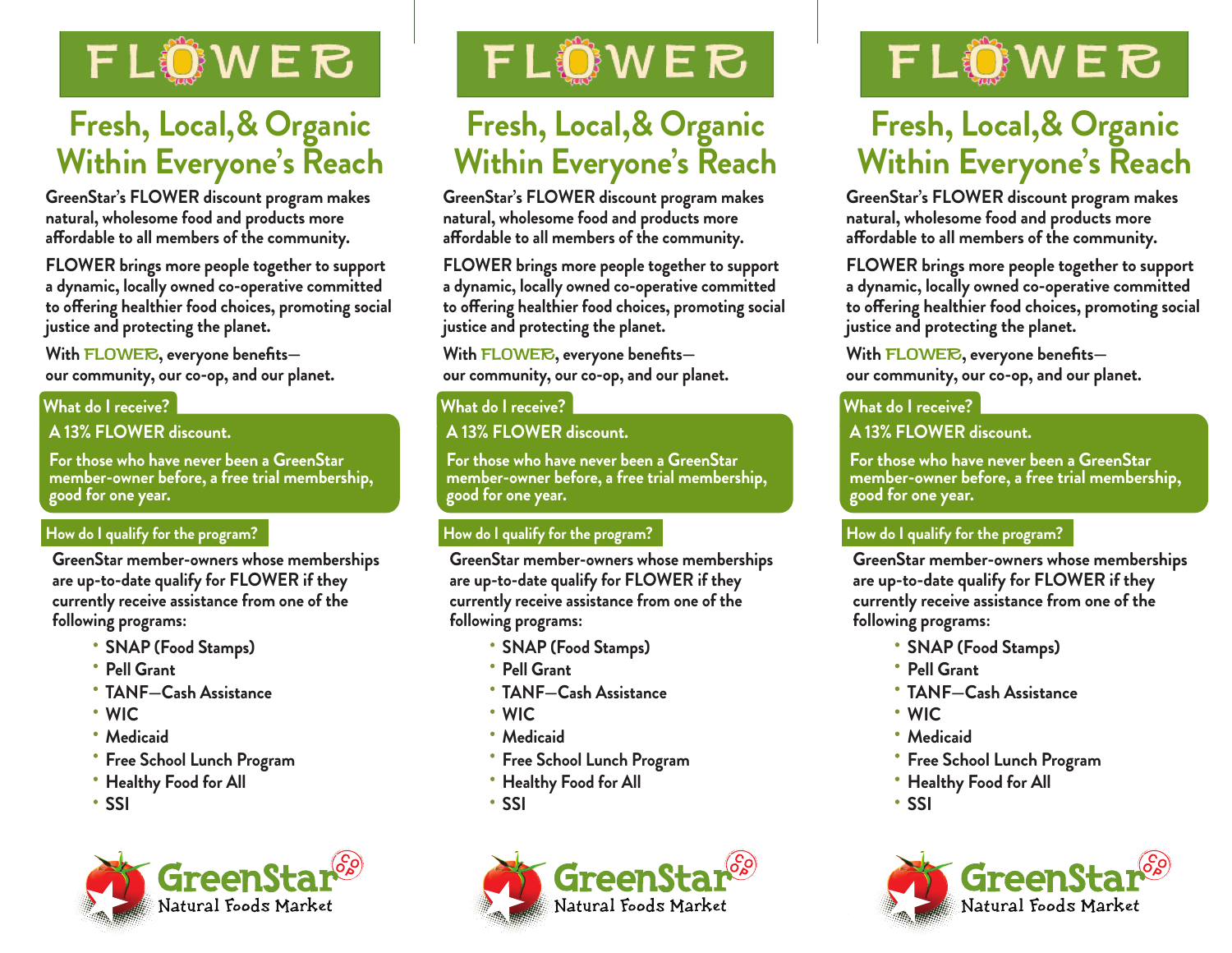# FLOWER

## Fresh, Local, & Organic Within Everyone's Reach

**GreenStar's FLOWER discount program makes natural, wholesome food and products more affordable to all members of the community.**

**FLOWER brings more people together to support a dynamic, locally owned co-operative committed to offering healthier food choices, promoting social justice and protecting the planet.**

**With FLOWER, everyone benefits— our community, our co-op, and our planet.**

### What do I receive?

**A 13% FLOWER discount.**

**For those who have never been a GreenStar member-owner before, a free trial membership, good for one year.**

### How do I qualify for the program?

**GreenStar member-owners whose memberships are up-to-date qualify for FLOWER if they currently receive assistance from one of the following programs:**

- **SNAP (Food Stamps)**
- **Pell Grant**
- **TANF—Cash Assistance**
- **WIC**
- **Medicaid**
- **Free School Lunch Program**
- **Healthy Food for All**
- **SSI**

GreenStar CO-OP Natural Foods Market

---

# FLOWER

## Fresh, Local, & Organic Within Everyone's Reach

**GreenStar's FLOWER discount program makes natural, wholesome food and products more affordable to all members of the community.**

**FLOWER brings more people together to support a dynamic, locally owned co-operative committed to offering healthier food choices, promoting social justice and protecting the planet.**

**With FLOWER, everyone benefits— our community, our co-op, and our planet.**

### What do I receive?

**A 13% FLOWER discount.**

**For those who have never been a GreenStar member-owner before, a free trial membership, good for one year.**

### How do I qualify for the program?

**GreenStar member-owners whose memberships are up-to-date qualify for FLOWER if they currently receive assistance from one of the following programs:**

- **SNAP (Food Stamps)**
- **Pell Grant**
- **TANF—Cash Assistance**
- **WIC**
- **Medicaid**
- **Free School Lunch Program**
- **Healthy Food for All**
- **SSI**

GreenStar CO-OP Natural Foods Market

---

# FLOWER

## Fresh, Local, & Organic Within Everyone's Reach

**GreenStar's FLOWER discount program makes natural, wholesome food and products more affordable to all members of the community.**

**FLOWER brings more people together to support a dynamic, locally owned co-operative committed to offering healthier food choices, promoting social justice and protecting the planet.**

**With FLOWER, everyone benefits— our community, our co-op, and our planet.**

### What do I receive?

**A 13% FLOWER discount.**

**For those who have never been a GreenStar member-owner before, a free trial membership, good for one year.**

### How do I qualify for the program?

**GreenStar member-owners whose memberships are up-to-date qualify for FLOWER if they currently receive assistance from one of the following programs:**

- **SNAP (Food Stamps)**
- **Pell Grant**
- **TANF—Cash Assistance**
- **WIC**
- **Medicaid**
- **Free School Lunch Program**
- **Healthy Food for All**
- **SSI**

GreenStar CO-OP Natural Foods Market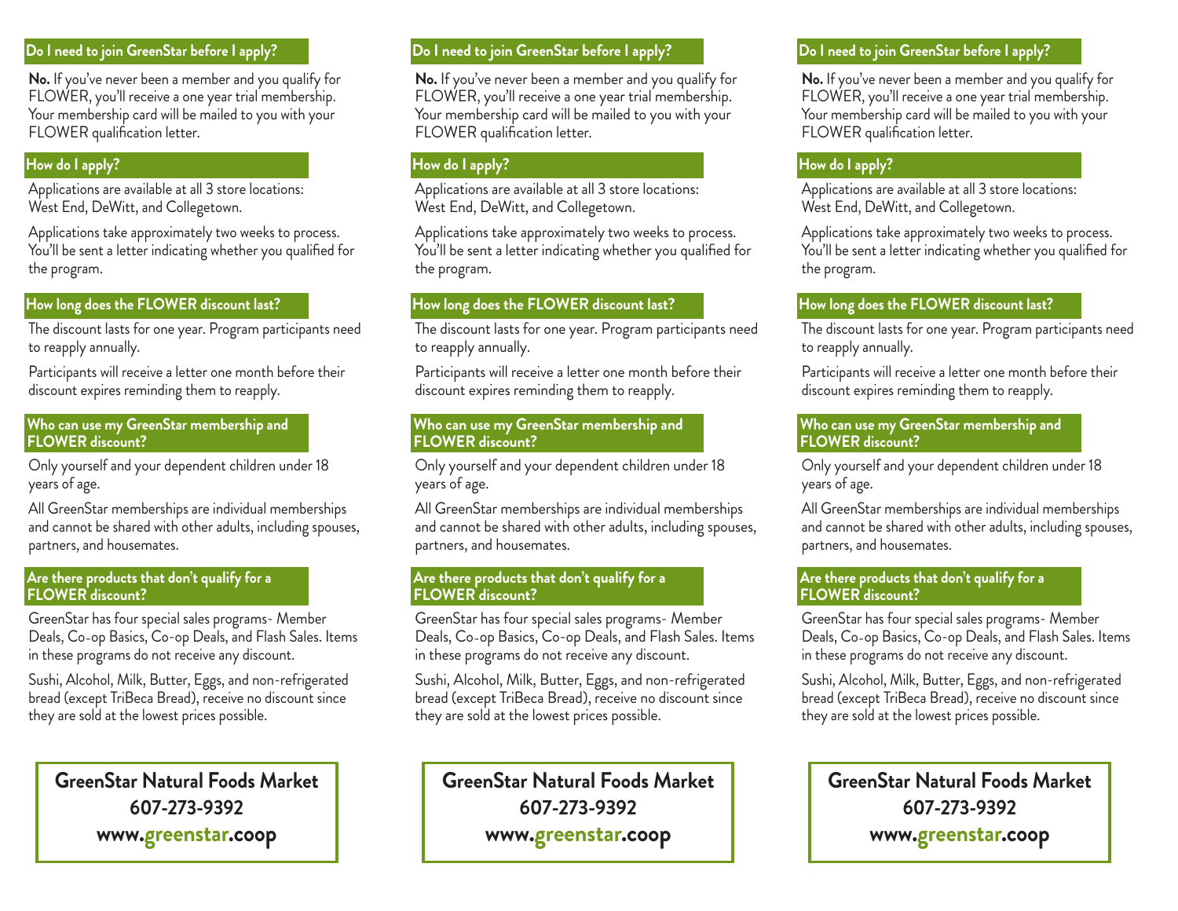## Do I need to join GreenStar before I apply?

**No.** If you've never been a member and you qualify for FLOWER, you'll receive a one year trial membership. Your membership card will be mailed to you with your FLOWER qualification letter.

## How do I apply?

Applications are available at all 3 store locations: West End, DeWitt, and Collegetown.

Applications take approximately two weeks to process. You'll be sent a letter indicating whether you qualified for the program.

## How long does the FLOWER discount last?

The discount lasts for one year. Program participants need to reapply annually.

Participants will receive a letter one month before their discount expires reminding them to reapply.

## Who can use my GreenStar membership and FLOWER discount?

Only yourself and your dependent children under 18 years of age.

All GreenStar memberships are individual memberships and cannot be shared with other adults, including spouses, partners, and housemates.

## Are there products that don't qualify for a FLOWER discount?

GreenStar has four special sales programs- Member Deals, Co-op Basics, Co-op Deals, and Flash Sales. Items in these programs do not receive any discount.

Sushi, Alcohol, Milk, Butter, Eggs, and non-refrigerated bread (except TriBeca Bread), receive no discount since they are sold at the lowest prices possible.

**GreenStar Natural Foods Market**
**607-273-9392**
**www.greenstar.coop**

## Do I need to join GreenStar before I apply?

**No.** If you've never been a member and you qualify for FLOWER, you'll receive a one year trial membership. Your membership card will be mailed to you with your FLOWER qualification letter.

## How do I apply?

Applications are available at all 3 store locations: West End, DeWitt, and Collegetown.

Applications take approximately two weeks to process. You'll be sent a letter indicating whether you qualified for the program.

## How long does the FLOWER discount last?

The discount lasts for one year. Program participants need to reapply annually.

Participants will receive a letter one month before their discount expires reminding them to reapply.

## Who can use my GreenStar membership and FLOWER discount?

Only yourself and your dependent children under 18 years of age.

All GreenStar memberships are individual memberships and cannot be shared with other adults, including spouses, partners, and housemates.

## Are there products that don't qualify for a FLOWER discount?

GreenStar has four special sales programs- Member Deals, Co-op Basics, Co-op Deals, and Flash Sales. Items in these programs do not receive any discount.

Sushi, Alcohol, Milk, Butter, Eggs, and non-refrigerated bread (except TriBeca Bread), receive no discount since they are sold at the lowest prices possible.

**GreenStar Natural Foods Market**
**607-273-9392**
**www.greenstar.coop**

## Do I need to join GreenStar before I apply?

**No.** If you've never been a member and you qualify for FLOWER, you'll receive a one year trial membership. Your membership card will be mailed to you with your FLOWER qualification letter.

## How do I apply?

Applications are available at all 3 store locations: West End, DeWitt, and Collegetown.

Applications take approximately two weeks to process. You'll be sent a letter indicating whether you qualified for the program.

## How long does the FLOWER discount last?

The discount lasts for one year. Program participants need to reapply annually.

Participants will receive a letter one month before their discount expires reminding them to reapply.

## Who can use my GreenStar membership and FLOWER discount?

Only yourself and your dependent children under 18 years of age.

All GreenStar memberships are individual memberships and cannot be shared with other adults, including spouses, partners, and housemates.

## Are there products that don't qualify for a FLOWER discount?

GreenStar has four special sales programs- Member Deals, Co-op Basics, Co-op Deals, and Flash Sales. Items in these programs do not receive any discount.

Sushi, Alcohol, Milk, Butter, Eggs, and non-refrigerated bread (except TriBeca Bread), receive no discount since they are sold at the lowest prices possible.

**GreenStar Natural Foods Market**
**607-273-9392**
**www.greenstar.coop**